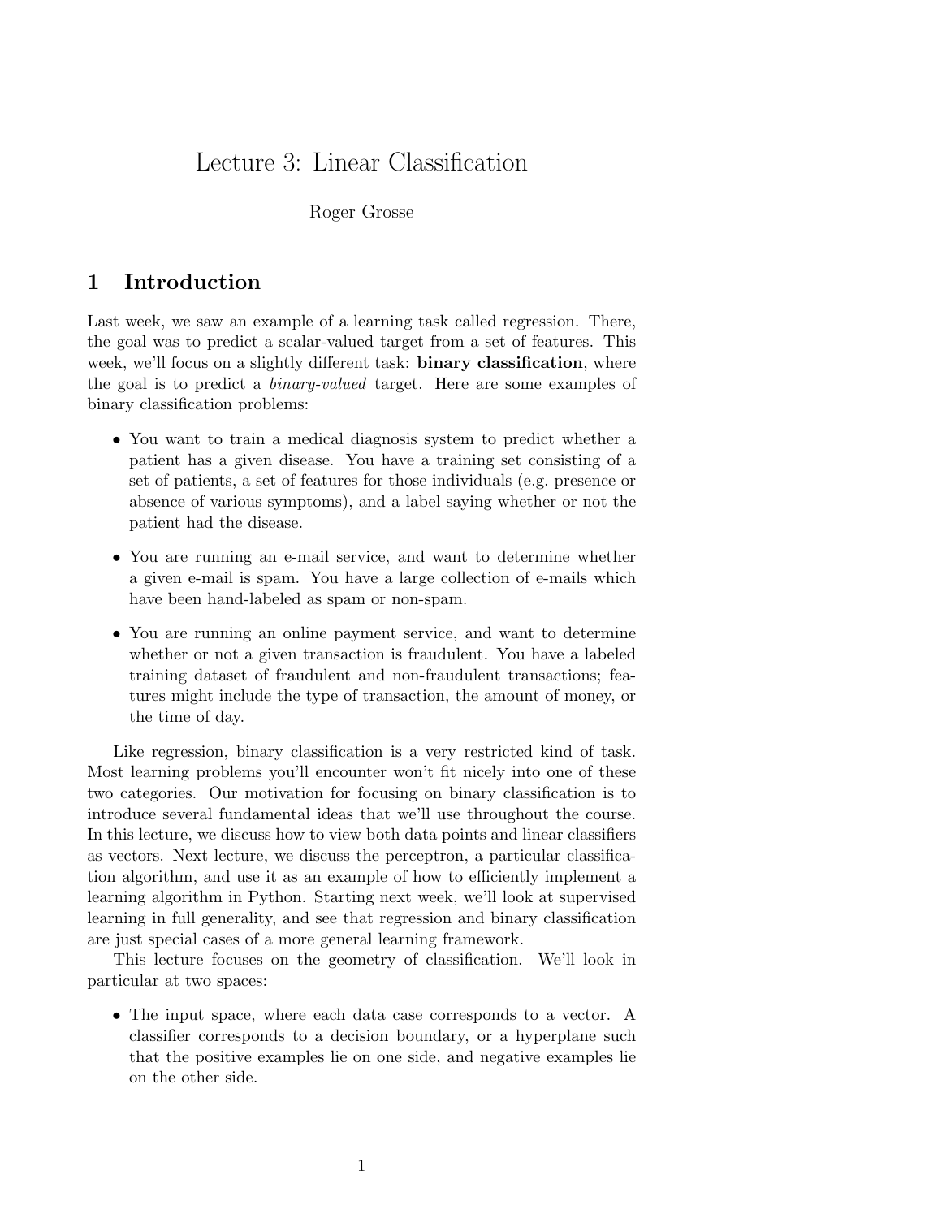# Lecture 3: Linear Classification

Roger Grosse

## 1 Introduction

Last week, we saw an example of a learning task called regression. There, the goal was to predict a scalar-valued target from a set of features. This week, we'll focus on a slightly different task: **binary classification**, where the goal is to predict a *binary-valued* target. Here are some examples of binary classification problems:

- You want to train a medical diagnosis system to predict whether a patient has a given disease. You have a training set consisting of a set of patients, a set of features for those individuals (e.g. presence or absence of various symptoms), and a label saying whether or not the patient had the disease.
- You are running an e-mail service, and want to determine whether a given e-mail is spam. You have a large collection of e-mails which have been hand-labeled as spam or non-spam.
- You are running an online payment service, and want to determine whether or not a given transaction is fraudulent. You have a labeled training dataset of fraudulent and non-fraudulent transactions; features might include the type of transaction, the amount of money, or the time of day.

Like regression, binary classification is a very restricted kind of task. Most learning problems you'll encounter won't fit nicely into one of these two categories. Our motivation for focusing on binary classification is to introduce several fundamental ideas that we'll use throughout the course. In this lecture, we discuss how to view both data points and linear classifiers as vectors. Next lecture, we discuss the perceptron, a particular classification algorithm, and use it as an example of how to efficiently implement a learning algorithm in Python. Starting next week, we'll look at supervised learning in full generality, and see that regression and binary classification are just special cases of a more general learning framework.

This lecture focuses on the geometry of classification. We'll look in particular at two spaces:

- The input space, where each data case corresponds to a vector. A classifier corresponds to a decision boundary, or a hyperplane such that the positive examples lie on one side, and negative examples lie on the other side.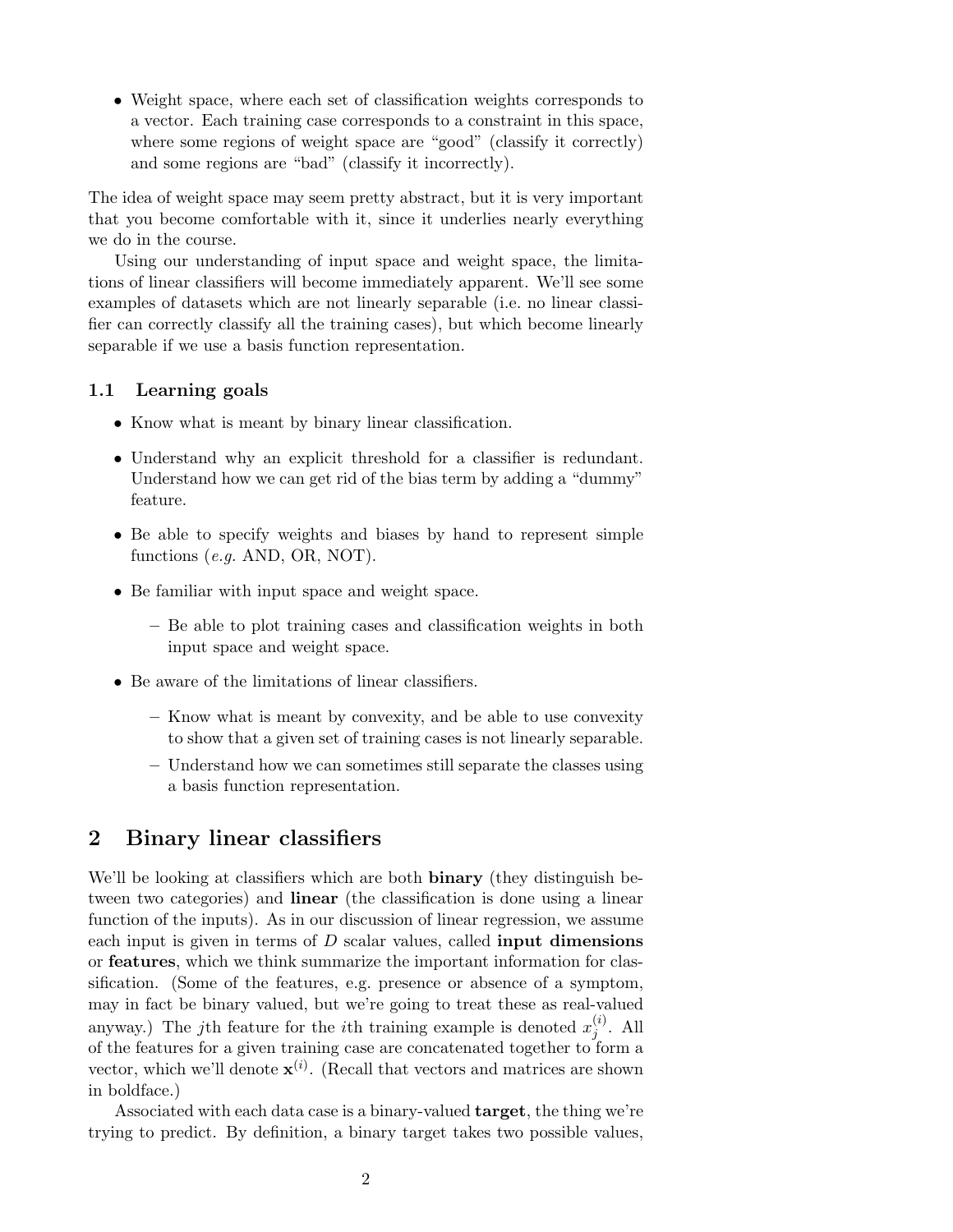- Weight space, where each set of classification weights corresponds to a vector. Each training case corresponds to a constraint in this space, where some regions of weight space are "good" (classify it correctly) and some regions are "bad" (classify it incorrectly).

The idea of weight space may seem pretty abstract, but it is very important that you become comfortable with it, since it underlies nearly everything we do in the course.

Using our understanding of input space and weight space, the limitations of linear classifiers will become immediately apparent. We'll see some examples of datasets which are not linearly separable (i.e. no linear classifier can correctly classify all the training cases), but which become linearly separable if we use a basis function representation.

### 1.1 Learning goals

- Know what is meant by binary linear classification.
- Understand why an explicit threshold for a classifier is redundant. Understand how we can get rid of the bias term by adding a "dummy" feature.
- Be able to specify weights and biases by hand to represent simple functions (*e.g.* AND, OR, NOT).
- Be familiar with input space and weight space.
  - Be able to plot training cases and classification weights in both input space and weight space.
- Be aware of the limitations of linear classifiers.
  - Know what is meant by convexity, and be able to use convexity to show that a given set of training cases is not linearly separable.
  - Understand how we can sometimes still separate the classes using a basis function representation.

## 2 Binary linear classifiers

We'll be looking at classifiers which are both **binary** (they distinguish between two categories) and **linear** (the classification is done using a linear function of the inputs). As in our discussion of linear regression, we assume each input is given in terms of $D$ scalar values, called **input dimensions** or **features**, which we think summarize the important information for classification. (Some of the features, e.g. presence or absence of a symptom, may in fact be binary valued, but we're going to treat these as real-valued anyway.) The $j$th feature for the $i$th training example is denoted $x_j^{(i)}$. All of the features for a given training case are concatenated together to form a vector, which we'll denote $\mathbf{x}^{(i)}$. (Recall that vectors and matrices are shown in boldface.)

Associated with each data case is a binary-valued **target**, the thing we're trying to predict. By definition, a binary target takes two possible values,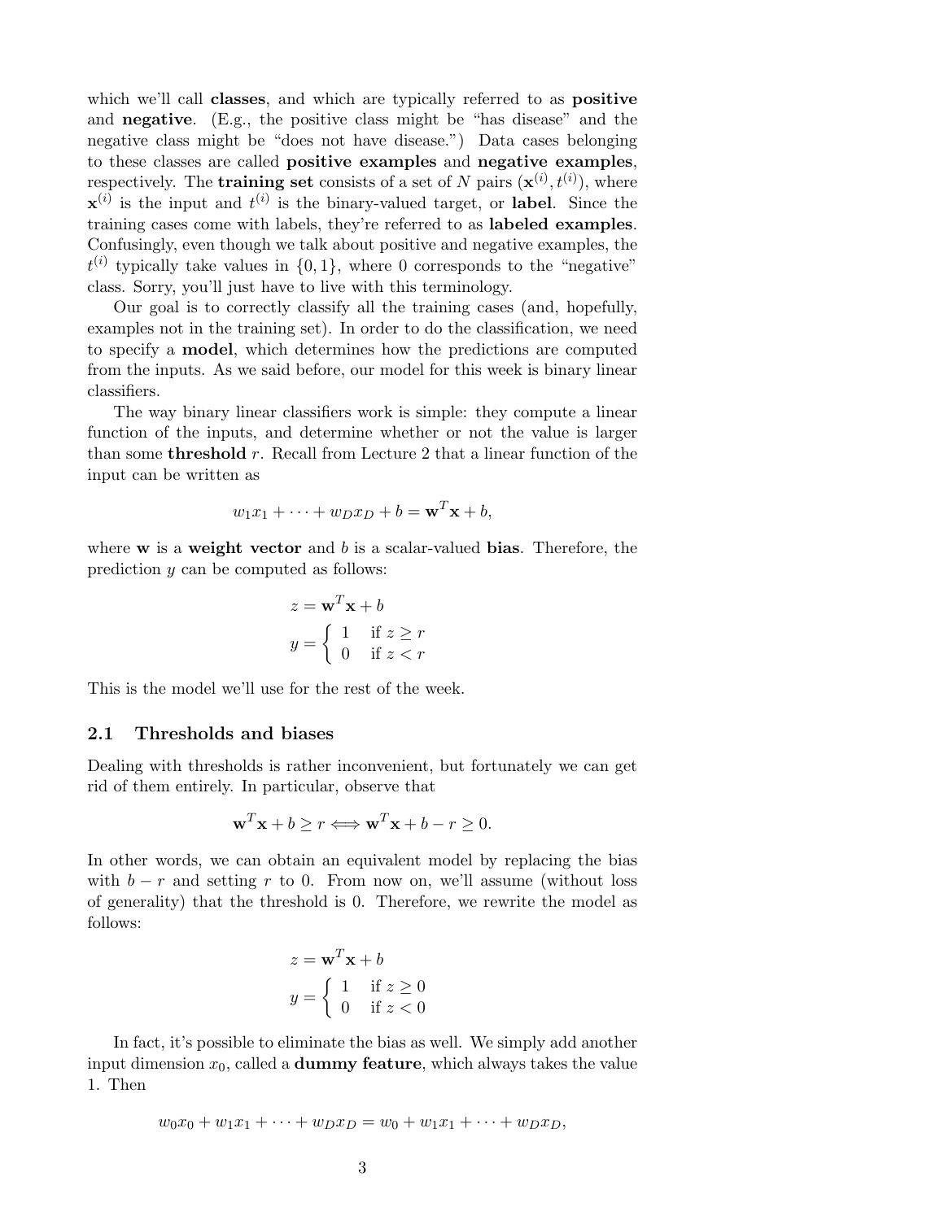which we'll call **classes**, and which are typically referred to as **positive** and **negative**. (E.g., the positive class might be "has disease" and the negative class might be "does not have disease.") Data cases belonging to these classes are called **positive examples** and **negative examples**, respectively. The **training set** consists of a set of $N$ pairs $(\mathbf{x}^{(i)}, t^{(i)})$, where $\mathbf{x}^{(i)}$ is the input and $t^{(i)}$ is the binary-valued target, or **label**. Since the training cases come with labels, they're referred to as **labeled examples**. Confusingly, even though we talk about positive and negative examples, the $t^{(i)}$ typically take values in $\{0, 1\}$, where 0 corresponds to the "negative" class. Sorry, you'll just have to live with this terminology.

Our goal is to correctly classify all the training cases (and, hopefully, examples not in the training set). In order to do the classification, we need to specify a **model**, which determines how the predictions are computed from the inputs. As we said before, our model for this week is binary linear classifiers.

The way binary linear classifiers work is simple: they compute a linear function of the inputs, and determine whether or not the value is larger than some **threshold** $r$. Recall from Lecture 2 that a linear function of the input can be written as

$$w_1 x_1 + \cdots + w_D x_D + b = \mathbf{w}^T \mathbf{x} + b,$$

where $\mathbf{w}$ is a **weight vector** and $b$ is a scalar-valued **bias**. Therefore, the prediction $y$ can be computed as follows:

$$z = \mathbf{w}^T \mathbf{x} + b$$

$$y = \begin{cases} 1 & \text{if } z \geq r \\ 0 & \text{if } z < r \end{cases}$$

This is the model we'll use for the rest of the week.

## 2.1 Thresholds and biases

Dealing with thresholds is rather inconvenient, but fortunately we can get rid of them entirely. In particular, observe that

$$\mathbf{w}^T \mathbf{x} + b \geq r \iff \mathbf{w}^T \mathbf{x} + b - r \geq 0.$$

In other words, we can obtain an equivalent model by replacing the bias with $b - r$ and setting $r$ to 0. From now on, we'll assume (without loss of generality) that the threshold is 0. Therefore, we rewrite the model as follows:

$$z = \mathbf{w}^T \mathbf{x} + b$$

$$y = \begin{cases} 1 & \text{if } z \geq 0 \\ 0 & \text{if } z < 0 \end{cases}$$

In fact, it's possible to eliminate the bias as well. We simply add another input dimension $x_0$, called a **dummy feature**, which always takes the value 1. Then

$$w_0 x_0 + w_1 x_1 + \cdots + w_D x_D = w_0 + w_1 x_1 + \cdots + w_D x_D,$$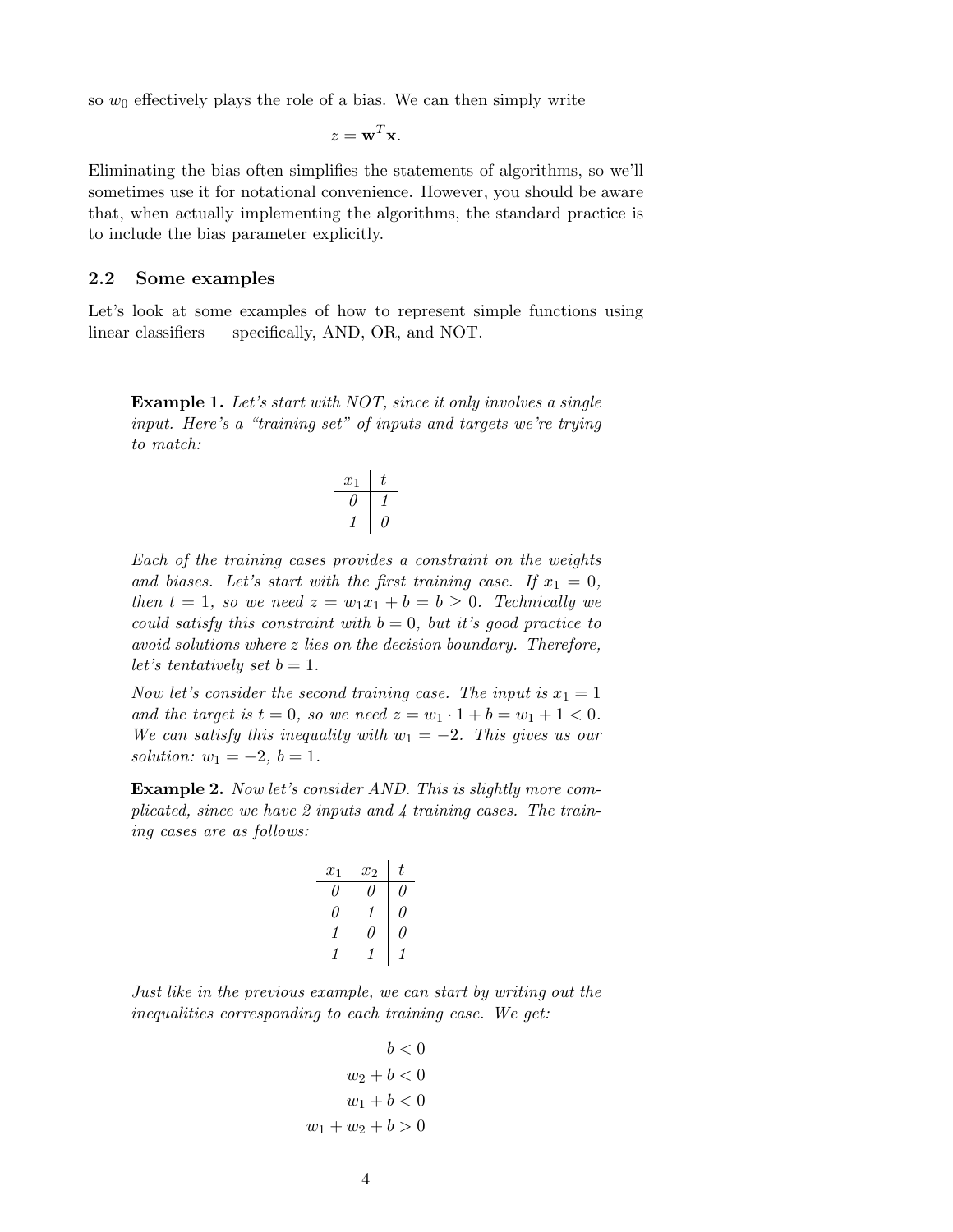so $w_0$ effectively plays the role of a bias. We can then simply write

$$z = \mathbf{w}^T \mathbf{x}.$$

Eliminating the bias often simplifies the statements of algorithms, so we'll sometimes use it for notational convenience. However, you should be aware that, when actually implementing the algorithms, the standard practice is to include the bias parameter explicitly.

## 2.2 Some examples

Let's look at some examples of how to represent simple functions using linear classifiers — specifically, AND, OR, and NOT.

**Example 1.** *Let's start with NOT, since it only involves a single input. Here's a "training set" of inputs and targets we're trying to match:*

| $x_1$ | $t$ |
|---|---|
| 0 | 1 |
| 1 | 0 |

*Each of the training cases provides a constraint on the weights and biases. Let's start with the first training case. If $x_1 = 0$, then $t = 1$, so we need $z = w_1 x_1 + b = b \geq 0$. Technically we could satisfy this constraint with $b = 0$, but it's good practice to avoid solutions where $z$ lies on the decision boundary. Therefore, let's tentatively set $b = 1$.*

*Now let's consider the second training case. The input is $x_1 = 1$ and the target is $t = 0$, so we need $z = w_1 \cdot 1 + b = w_1 + 1 < 0$. We can satisfy this inequality with $w_1 = -2$. This gives us our solution: $w_1 = -2$, $b = 1$.*

**Example 2.** *Now let's consider AND. This is slightly more complicated, since we have 2 inputs and 4 training cases. The training cases are as follows:*

| $x_1$ | $x_2$ | $t$ |
|---|---|---|
| 0 | 0 | 0 |
| 0 | 1 | 0 |
| 1 | 0 | 0 |
| 1 | 1 | 1 |

*Just like in the previous example, we can start by writing out the inequalities corresponding to each training case. We get:*

$$\begin{aligned} b &< 0 \\ w_2 + b &< 0 \\ w_1 + b &< 0 \\ w_1 + w_2 + b &> 0 \end{aligned}$$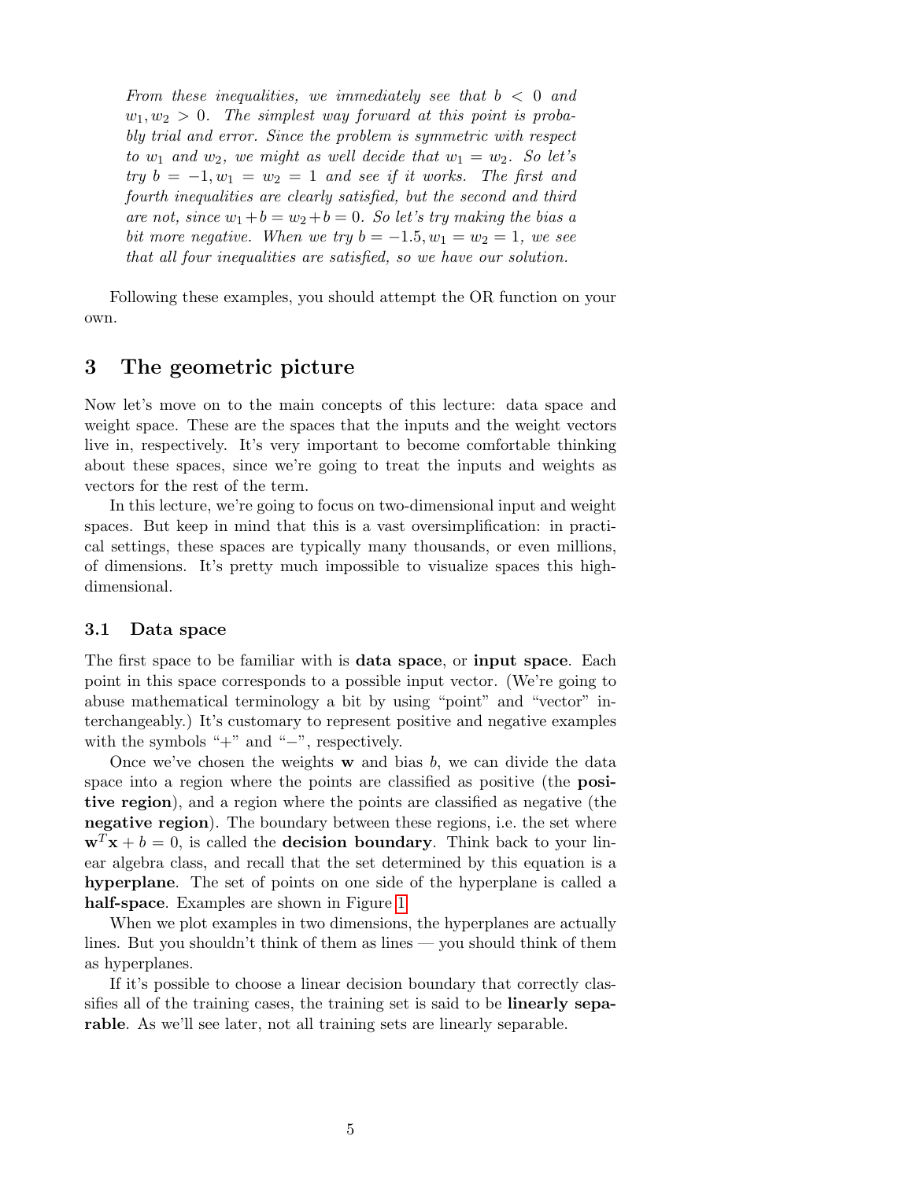*From these inequalities, we immediately see that $b < 0$ and $w_1, w_2 > 0$. The simplest way forward at this point is probably trial and error. Since the problem is symmetric with respect to $w_1$ and $w_2$, we might as well decide that $w_1 = w_2$. So let's try $b = -1, w_1 = w_2 = 1$ and see if it works. The first and fourth inequalities are clearly satisfied, but the second and third are not, since $w_1 + b = w_2 + b = 0$. So let's try making the bias a bit more negative. When we try $b = -1.5, w_1 = w_2 = 1$, we see that all four inequalities are satisfied, so we have our solution.*

Following these examples, you should attempt the OR function on your own.

## 3 The geometric picture

Now let's move on to the main concepts of this lecture: data space and weight space. These are the spaces that the inputs and the weight vectors live in, respectively. It's very important to become comfortable thinking about these spaces, since we're going to treat the inputs and weights as vectors for the rest of the term.

In this lecture, we're going to focus on two-dimensional input and weight spaces. But keep in mind that this is a vast oversimplification: in practical settings, these spaces are typically many thousands, or even millions, of dimensions. It's pretty much impossible to visualize spaces this high-dimensional.

### 3.1 Data space

The first space to be familiar with is **data space**, or **input space**. Each point in this space corresponds to a possible input vector. (We're going to abuse mathematical terminology a bit by using "point" and "vector" interchangeably.) It's customary to represent positive and negative examples with the symbols "+" and "−", respectively.

Once we've chosen the weights $\mathbf{w}$ and bias $b$, we can divide the data space into a region where the points are classified as positive (the **positive region**), and a region where the points are classified as negative (the **negative region**). The boundary between these regions, i.e. the set where $\mathbf{w}^T\mathbf{x} + b = 0$, is called the **decision boundary**. Think back to your linear algebra class, and recall that the set determined by this equation is a **hyperplane**. The set of points on one side of the hyperplane is called a **half-space**. Examples are shown in Figure 1

When we plot examples in two dimensions, the hyperplanes are actually lines. But you shouldn't think of them as lines — you should think of them as hyperplanes.

If it's possible to choose a linear decision boundary that correctly classifies all of the training cases, the training set is said to be **linearly separable**. As we'll see later, not all training sets are linearly separable.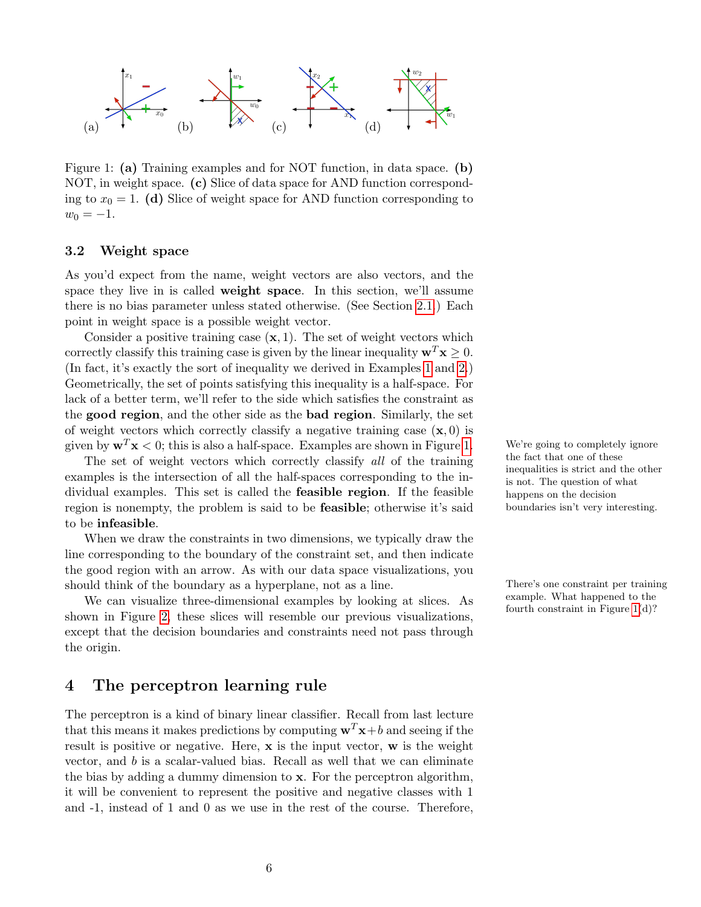Figure 1: **(a)** Training examples and for NOT function, in data space. **(b)** NOT, in weight space. **(c)** Slice of data space for AND function corresponding to $x_0 = 1$. **(d)** Slice of weight space for AND function corresponding to $w_0 = -1$.

### 3.2 Weight space

As you'd expect from the name, weight vectors are also vectors, and the space they live in is called **weight space**. In this section, we'll assume there is no bias parameter unless stated otherwise. (See Section 2.1.) Each point in weight space is a possible weight vector.

Consider a positive training case $(\mathbf{x}, 1)$. The set of weight vectors which correctly classify this training case is given by the linear inequality $\mathbf{w}^T\mathbf{x} \geq 0$. (In fact, it's exactly the sort of inequality we derived in Examples 1 and 2.) Geometrically, the set of points satisfying this inequality is a half-space. For lack of a better term, we'll refer to the side which satisfies the constraint as the **good region**, and the other side as the **bad region**. Similarly, the set of weight vectors which correctly classify a negative training case $(\mathbf{x}, 0)$ is given by $\mathbf{w}^T\mathbf{x} < 0$; this is also a half-space. Examples are shown in Figure 1.

We're going to completely ignore the fact that one of these inequalities is strict and the other is not. The question of what happens on the decision boundaries isn't very interesting.

The set of weight vectors which correctly classify *all* of the training examples is the intersection of all the half-spaces corresponding to the individual examples. This set is called the **feasible region**. If the feasible region is nonempty, the problem is said to be **feasible**; otherwise it's said to be **infeasible**.

When we draw the constraints in two dimensions, we typically draw the line corresponding to the boundary of the constraint set, and then indicate the good region with an arrow. As with our data space visualizations, you should think of the boundary as a hyperplane, not as a line.

There's one constraint per training example. What happened to the fourth constraint in Figure 1(d)?

We can visualize three-dimensional examples by looking at slices. As shown in Figure 2, these slices will resemble our previous visualizations, except that the decision boundaries and constraints need not pass through the origin.

## 4 The perceptron learning rule

The perceptron is a kind of binary linear classifier. Recall from last lecture that this means it makes predictions by computing $\mathbf{w}^T\mathbf{x}+b$ and seeing if the result is positive or negative. Here, $\mathbf{x}$ is the input vector, $\mathbf{w}$ is the weight vector, and $b$ is a scalar-valued bias. Recall as well that we can eliminate the bias by adding a dummy dimension to $\mathbf{x}$. For the perceptron algorithm, it will be convenient to represent the positive and negative classes with 1 and -1, instead of 1 and 0 as we use in the rest of the course. Therefore,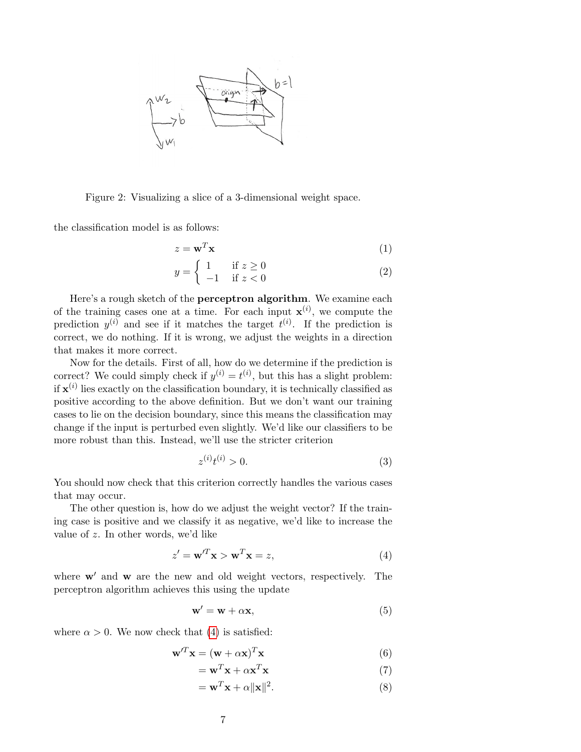Figure 2: Visualizing a slice of a 3-dimensional weight space.

the classification model is as follows:

$$z = \mathbf{w}^T \mathbf{x} \tag{1}$$

$$y = \begin{cases} 1 & \text{if } z \geq 0 \\ -1 & \text{if } z < 0 \end{cases} \tag{2}$$

Here's a rough sketch of the **perceptron algorithm**. We examine each of the training cases one at a time. For each input $\mathbf{x}^{(i)}$, we compute the prediction $y^{(i)}$ and see if it matches the target $t^{(i)}$. If the prediction is correct, we do nothing. If it is wrong, we adjust the weights in a direction that makes it more correct.

Now for the details. First of all, how do we determine if the prediction is correct? We could simply check if $y^{(i)} = t^{(i)}$, but this has a slight problem: if $\mathbf{x}^{(i)}$ lies exactly on the classification boundary, it is technically classified as positive according to the above definition. But we don't want our training cases to lie on the decision boundary, since this means the classification may change if the input is perturbed even slightly. We'd like our classifiers to be more robust than this. Instead, we'll use the stricter criterion

$$z^{(i)} t^{(i)} > 0. \tag{3}$$

You should now check that this criterion correctly handles the various cases that may occur.

The other question is, how do we adjust the weight vector? If the training case is positive and we classify it as negative, we'd like to increase the value of $z$. In other words, we'd like

$$z' = \mathbf{w}'^T \mathbf{x} > \mathbf{w}^T \mathbf{x} = z, \tag{4}$$

where $\mathbf{w}'$ and $\mathbf{w}$ are the new and old weight vectors, respectively. The perceptron algorithm achieves this using the update

$$\mathbf{w}' = \mathbf{w} + \alpha \mathbf{x}, \tag{5}$$

where $\alpha > 0$. We now check that (4) is satisfied:

$$\mathbf{w}'^T \mathbf{x} = (\mathbf{w} + \alpha \mathbf{x})^T \mathbf{x} \tag{6}$$

$$= \mathbf{w}^T \mathbf{x} + \alpha \mathbf{x}^T \mathbf{x} \tag{7}$$

$$= \mathbf{w}^T \mathbf{x} + \alpha \|\mathbf{x}\|^2. \tag{8}$$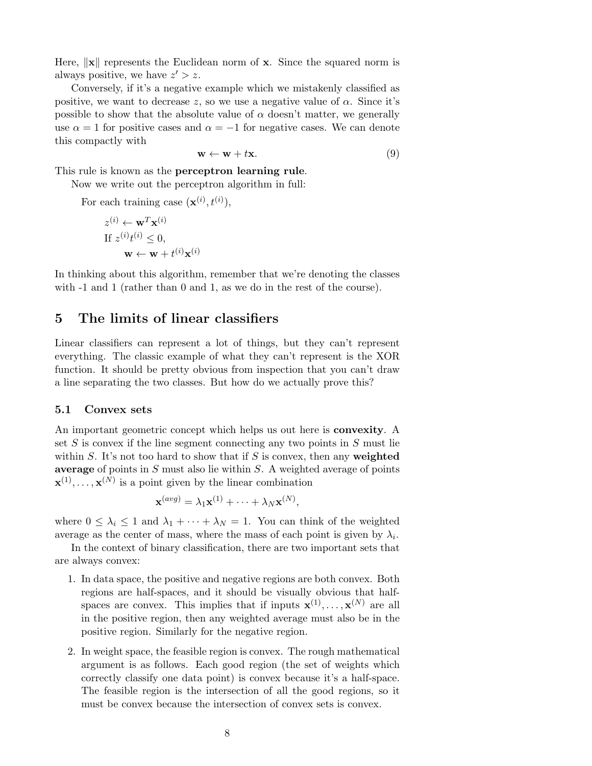Here, $\|\mathbf{x}\|$ represents the Euclidean norm of $\mathbf{x}$. Since the squared norm is always positive, we have $z' > z$.

Conversely, if it's a negative example which we mistakenly classified as positive, we want to decrease $z$, so we use a negative value of $\alpha$. Since it's possible to show that the absolute value of $\alpha$ doesn't matter, we generally use $\alpha = 1$ for positive cases and $\alpha = -1$ for negative cases. We can denote this compactly with

$$\mathbf{w} \leftarrow \mathbf{w} + t\mathbf{x}. \tag{9}$$

This rule is known as the **perceptron learning rule**.

Now we write out the perceptron algorithm in full:

For each training case $(\mathbf{x}^{(i)}, t^{(i)})$,

$z^{(i)} \leftarrow \mathbf{w}^T \mathbf{x}^{(i)}$

If $z^{(i)} t^{(i)} \leq 0$,

$\mathbf{w} \leftarrow \mathbf{w} + t^{(i)} \mathbf{x}^{(i)}$

In thinking about this algorithm, remember that we're denoting the classes with -1 and 1 (rather than 0 and 1, as we do in the rest of the course).

## 5 The limits of linear classifiers

Linear classifiers can represent a lot of things, but they can't represent everything. The classic example of what they can't represent is the XOR function. It should be pretty obvious from inspection that you can't draw a line separating the two classes. But how do we actually prove this?

### 5.1 Convex sets

An important geometric concept which helps us out here is **convexity**. A set $S$ is convex if the line segment connecting any two points in $S$ must lie within $S$. It's not too hard to show that if $S$ is convex, then any **weighted average** of points in $S$ must also lie within $S$. A weighted average of points $\mathbf{x}^{(1)}, \ldots, \mathbf{x}^{(N)}$ is a point given by the linear combination

$$\mathbf{x}^{(avg)} = \lambda_1 \mathbf{x}^{(1)} + \cdots + \lambda_N \mathbf{x}^{(N)},$$

where $0 \leq \lambda_i \leq 1$ and $\lambda_1 + \cdots + \lambda_N = 1$. You can think of the weighted average as the center of mass, where the mass of each point is given by $\lambda_i$.

In the context of binary classification, there are two important sets that are always convex:

1. In data space, the positive and negative regions are both convex. Both regions are half-spaces, and it should be visually obvious that half-spaces are convex. This implies that if inputs $\mathbf{x}^{(1)}, \ldots, \mathbf{x}^{(N)}$ are all in the positive region, then any weighted average must also be in the positive region. Similarly for the negative region.

2. In weight space, the feasible region is convex. The rough mathematical argument is as follows. Each good region (the set of weights which correctly classify one data point) is convex because it's a half-space. The feasible region is the intersection of all the good regions, so it must be convex because the intersection of convex sets is convex.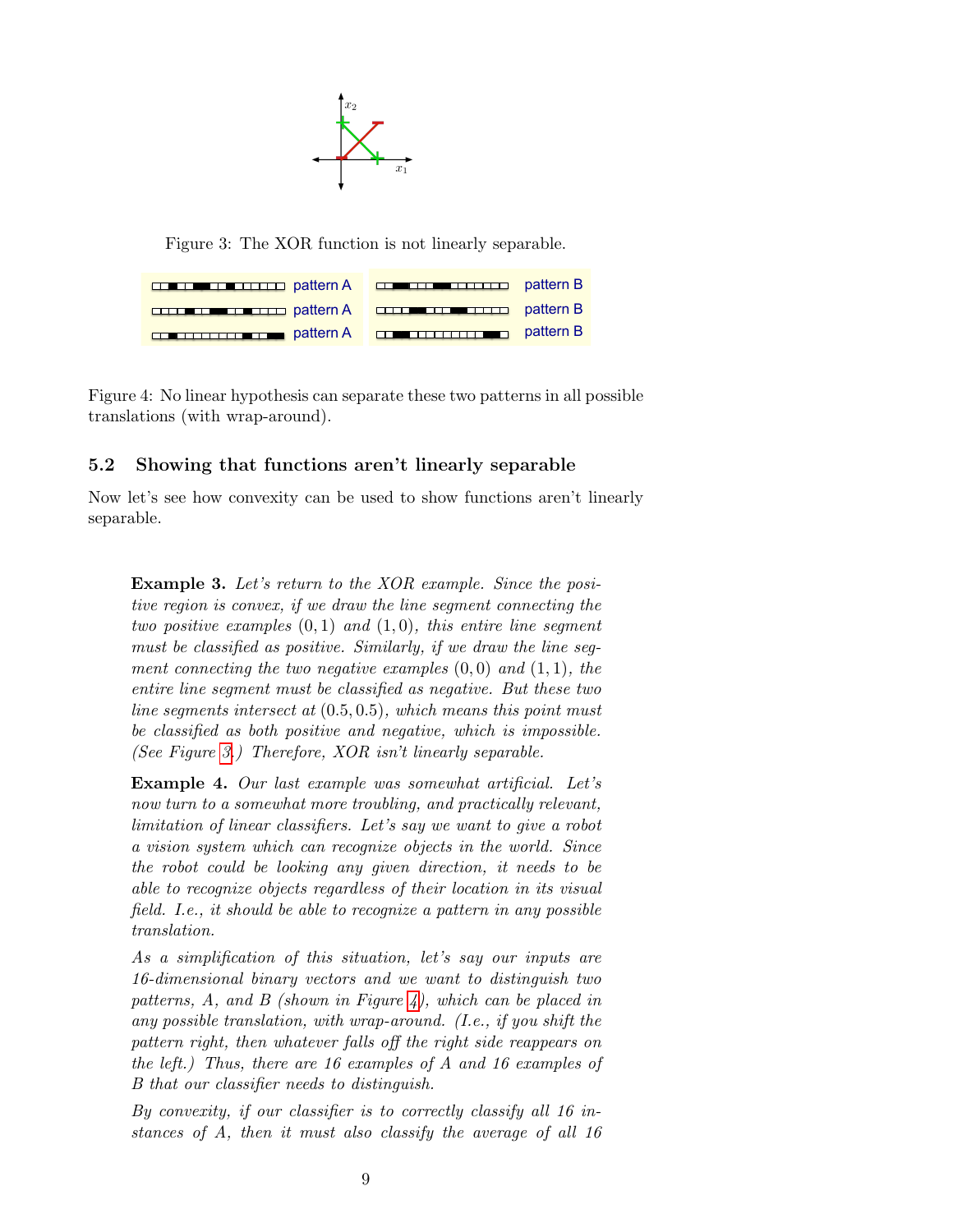Figure 3: The XOR function is not linearly separable.

Figure 4: No linear hypothesis can separate these two patterns in all possible translations (with wrap-around).

### 5.2 Showing that functions aren't linearly separable

Now let's see how convexity can be used to show functions aren't linearly separable.

**Example 3.** *Let's return to the XOR example. Since the positive region is convex, if we draw the line segment connecting the two positive examples $(0,1)$ and $(1,0)$, this entire line segment must be classified as positive. Similarly, if we draw the line segment connecting the two negative examples $(0,0)$ and $(1,1)$, the entire line segment must be classified as negative. But these two line segments intersect at $(0.5, 0.5)$, which means this point must be classified as both positive and negative, which is impossible. (See Figure 3.) Therefore, XOR isn't linearly separable.*

**Example 4.** *Our last example was somewhat artificial. Let's now turn to a somewhat more troubling, and practically relevant, limitation of linear classifiers. Let's say we want to give a robot a vision system which can recognize objects in the world. Since the robot could be looking any given direction, it needs to be able to recognize objects regardless of their location in its visual field. I.e., it should be able to recognize a pattern in any possible translation.*

*As a simplification of this situation, let's say our inputs are 16-dimensional binary vectors and we want to distinguish two patterns, A, and B (shown in Figure 4), which can be placed in any possible translation, with wrap-around. (I.e., if you shift the pattern right, then whatever falls off the right side reappears on the left.) Thus, there are 16 examples of A and 16 examples of B that our classifier needs to distinguish.*

*By convexity, if our classifier is to correctly classify all 16 instances of A, then it must also classify the average of all 16*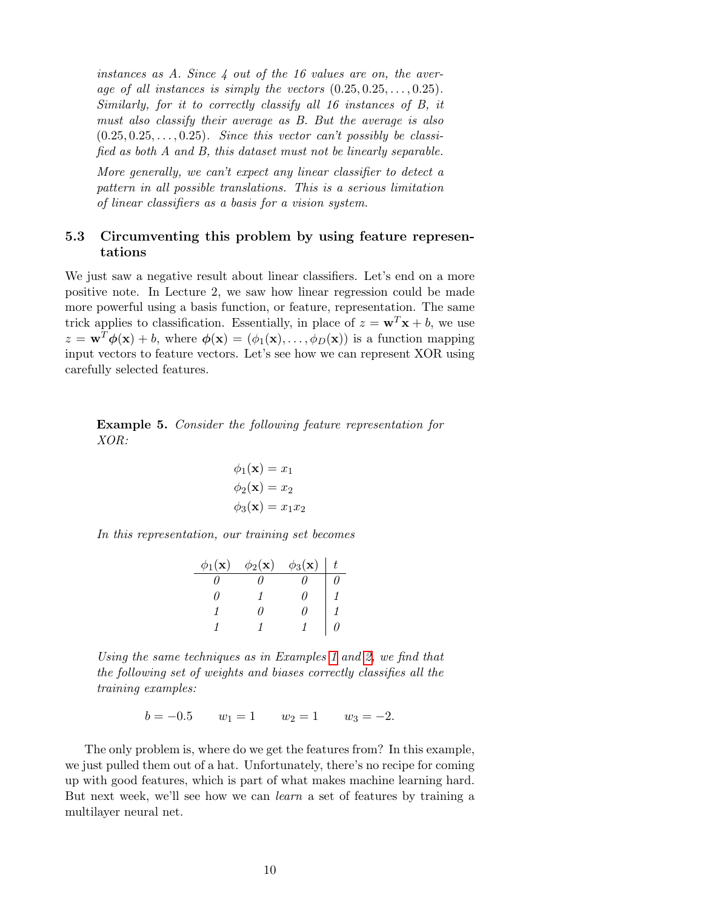*instances as A. Since 4 out of the 16 values are on, the average of all instances is simply the vectors $(0.25, 0.25, \ldots, 0.25)$. Similarly, for it to correctly classify all 16 instances of B, it must also classify their average as B. But the average is also $(0.25, 0.25, \ldots, 0.25)$. Since this vector can't possibly be classified as both A and B, this dataset must not be linearly separable.*

*More generally, we can't expect any linear classifier to detect a pattern in all possible translations. This is a serious limitation of linear classifiers as a basis for a vision system.*

### 5.3 Circumventing this problem by using feature representations

We just saw a negative result about linear classifiers. Let's end on a more positive note. In Lecture 2, we saw how linear regression could be made more powerful using a basis function, or feature, representation. The same trick applies to classification. Essentially, in place of $z = \mathbf{w}^T \mathbf{x} + b$, we use $z = \mathbf{w}^T \boldsymbol{\phi}(\mathbf{x}) + b$, where $\boldsymbol{\phi}(\mathbf{x}) = (\phi_1(\mathbf{x}), \ldots, \phi_D(\mathbf{x}))$ is a function mapping input vectors to feature vectors. Let's see how we can represent XOR using carefully selected features.

**Example 5.** *Consider the following feature representation for XOR:*

$$
\begin{aligned}
\phi_1(\mathbf{x}) &= x_1 \\
\phi_2(\mathbf{x}) &= x_2 \\
\phi_3(\mathbf{x}) &= x_1 x_2
\end{aligned}
$$

*In this representation, our training set becomes*

| $\phi_1(\mathbf{x})$ | $\phi_2(\mathbf{x})$ | $\phi_3(\mathbf{x})$ | $t$ |
|---|---|---|---|
| 0 | 0 | 0 | 0 |
| 0 | 1 | 0 | 1 |
| 1 | 0 | 0 | 1 |
| 1 | 1 | 1 | 0 |

*Using the same techniques as in Examples 1 and 2, we find that the following set of weights and biases correctly classifies all the training examples:*

$$
b = -0.5 \qquad w_1 = 1 \qquad w_2 = 1 \qquad w_3 = -2.
$$

The only problem is, where do we get the features from? In this example, we just pulled them out of a hat. Unfortunately, there's no recipe for coming up with good features, which is part of what makes machine learning hard. But next week, we'll see how we can *learn* a set of features by training a multilayer neural net.